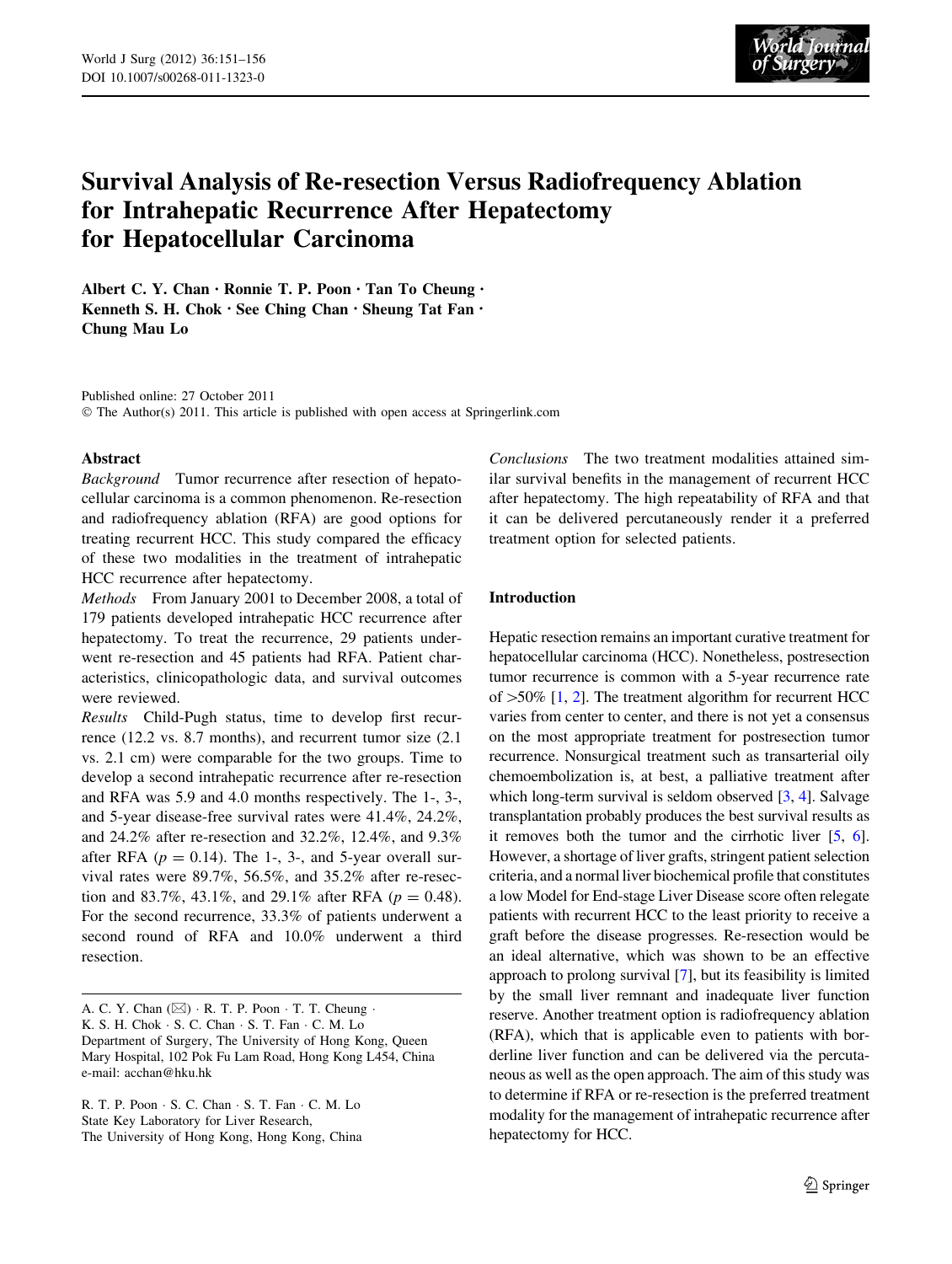# Survival Analysis of Re-resection Versus Radiofrequency Ablation for Intrahepatic Recurrence After Hepatectomy for Hepatocellular Carcinoma

**Albert C. Y. Chan · Ronnie T. P. Poon · Tan To Cheung · Kenneth S. H. Chok · See Ching Chan · Sheung Tat Fan · Chung Mau Lo**

Published online: 27 October 2011
© The Author(s) 2011. This article is published with open access at Springerlink.com

## Abstract

*Background* Tumor recurrence after resection of hepatocellular carcinoma is a common phenomenon. Re-resection and radiofrequency ablation (RFA) are good options for treating recurrent HCC. This study compared the efficacy of these two modalities in the treatment of intrahepatic HCC recurrence after hepatectomy.

*Methods* From January 2001 to December 2008, a total of 179 patients developed intrahepatic HCC recurrence after hepatectomy. To treat the recurrence, 29 patients underwent re-resection and 45 patients had RFA. Patient characteristics, clinicopathologic data, and survival outcomes were reviewed.

*Results* Child-Pugh status, time to develop first recurrence (12.2 vs. 8.7 months), and recurrent tumor size (2.1 vs. 2.1 cm) were comparable for the two groups. Time to develop a second intrahepatic recurrence after re-resection and RFA was 5.9 and 4.0 months respectively. The 1-, 3-, and 5-year disease-free survival rates were 41.4%, 24.2%, and 24.2% after re-resection and 32.2%, 12.4%, and 9.3% after RFA ($p = 0.14$). The 1-, 3-, and 5-year overall survival rates were 89.7%, 56.5%, and 35.2% after re-resection and 83.7%, 43.1%, and 29.1% after RFA ($p = 0.48$). For the second recurrence, 33.3% of patients underwent a second round of RFA and 10.0% underwent a third resection.

*Conclusions* The two treatment modalities attained similar survival benefits in the management of recurrent HCC after hepatectomy. The high repeatability of RFA and that it can be delivered percutaneously render it a preferred treatment option for selected patients.

A. C. Y. Chan (✉) · R. T. P. Poon · T. T. Cheung · K. S. H. Chok · S. C. Chan · S. T. Fan · C. M. Lo
Department of Surgery, The University of Hong Kong, Queen Mary Hospital, 102 Pok Fu Lam Road, Hong Kong L454, China
e-mail: acchan@hku.hk

R. T. P. Poon · S. C. Chan · S. T. Fan · C. M. Lo
State Key Laboratory for Liver Research, The University of Hong Kong, Hong Kong, China

## Introduction

Hepatic resection remains an important curative treatment for hepatocellular carcinoma (HCC). Nonetheless, postresection tumor recurrence is common with a 5-year recurrence rate of >50% [1, 2]. The treatment algorithm for recurrent HCC varies from center to center, and there is not yet a consensus on the most appropriate treatment for postresection tumor recurrence. Nonsurgical treatment such as transarterial oily chemoembolization is, at best, a palliative treatment after which long-term survival is seldom observed [3, 4]. Salvage transplantation probably produces the best survival results as it removes both the tumor and the cirrhotic liver [5, 6]. However, a shortage of liver grafts, stringent patient selection criteria, and a normal liver biochemical profile that constitutes a low Model for End-stage Liver Disease score often relegate patients with recurrent HCC to the least priority to receive a graft before the disease progresses. Re-resection would be an ideal alternative, which was shown to be an effective approach to prolong survival [7], but its feasibility is limited by the small liver remnant and inadequate liver function reserve. Another treatment option is radiofrequency ablation (RFA), which that is applicable even to patients with borderline liver function and can be delivered via the percutaneous as well as the open approach. The aim of this study was to determine if RFA or re-resection is the preferred treatment modality for the management of intrahepatic recurrence after hepatectomy for HCC.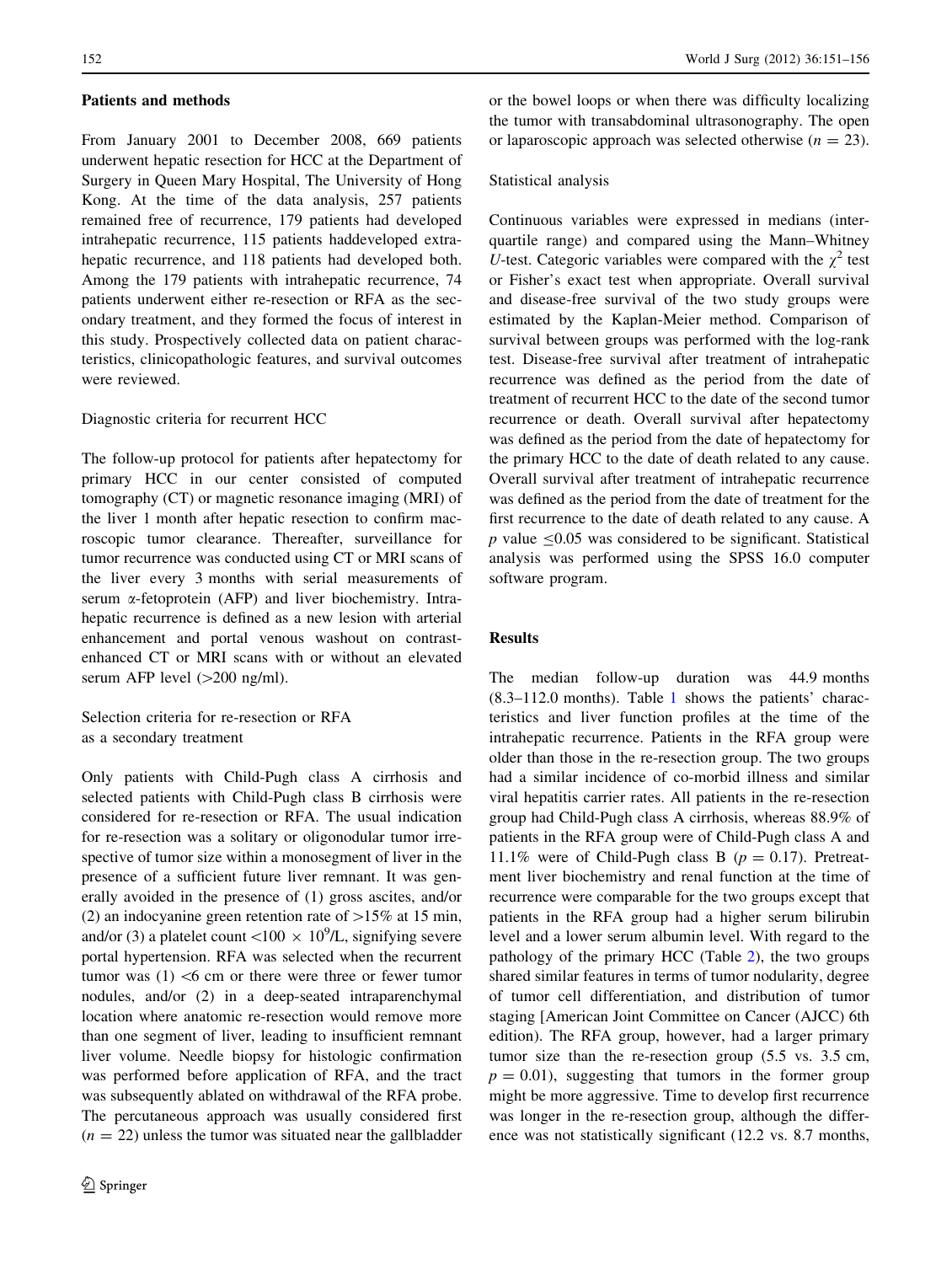## Patients and methods

From January 2001 to December 2008, 669 patients underwent hepatic resection for HCC at the Department of Surgery in Queen Mary Hospital, The University of Hong Kong. At the time of the data analysis, 257 patients remained free of recurrence, 179 patients had developed intrahepatic recurrence, 115 patients haddeveloped extrahepatic recurrence, and 118 patients had developed both. Among the 179 patients with intrahepatic recurrence, 74 patients underwent either re-resection or RFA as the secondary treatment, and they formed the focus of interest in this study. Prospectively collected data on patient characteristics, clinicopathologic features, and survival outcomes were reviewed.

### Diagnostic criteria for recurrent HCC

The follow-up protocol for patients after hepatectomy for primary HCC in our center consisted of computed tomography (CT) or magnetic resonance imaging (MRI) of the liver 1 month after hepatic resection to confirm macroscopic tumor clearance. Thereafter, surveillance for tumor recurrence was conducted using CT or MRI scans of the liver every 3 months with serial measurements of serum α-fetoprotein (AFP) and liver biochemistry. Intrahepatic recurrence is defined as a new lesion with arterial enhancement and portal venous washout on contrast-enhanced CT or MRI scans with or without an elevated serum AFP level (>200 ng/ml).

### Selection criteria for re-resection or RFA as a secondary treatment

Only patients with Child-Pugh class A cirrhosis and selected patients with Child-Pugh class B cirrhosis were considered for re-resection or RFA. The usual indication for re-resection was a solitary or oligonodular tumor irrespective of tumor size within a monosegment of liver in the presence of a sufficient future liver remnant. It was generally avoided in the presence of (1) gross ascites, and/or (2) an indocyanine green retention rate of >15% at 15 min, and/or (3) a platelet count $<100 \times 10^9$/L, signifying severe portal hypertension. RFA was selected when the recurrent tumor was (1) <6 cm or there were three or fewer tumor nodules, and/or (2) in a deep-seated intraparenchymal location where anatomic re-resection would remove more than one segment of liver, leading to insufficient remnant liver volume. Needle biopsy for histologic confirmation was performed before application of RFA, and the tract was subsequently ablated on withdrawal of the RFA probe. The percutaneous approach was usually considered first ($n = 22$) unless the tumor was situated near the gallbladder or the bowel loops or when there was difficulty localizing the tumor with transabdominal ultrasonography. The open or laparoscopic approach was selected otherwise ($n = 23$).

### Statistical analysis

Continuous variables were expressed in medians (interquartile range) and compared using the Mann–Whitney *U*-test. Categoric variables were compared with the $\chi^2$ test or Fisher's exact test when appropriate. Overall survival and disease-free survival of the two study groups were estimated by the Kaplan-Meier method. Comparison of survival between groups was performed with the log-rank test. Disease-free survival after treatment of intrahepatic recurrence was defined as the period from the date of treatment of recurrent HCC to the date of the second tumor recurrence or death. Overall survival after hepatectomy was defined as the period from the date of hepatectomy for the primary HCC to the date of death related to any cause. Overall survival after treatment of intrahepatic recurrence was defined as the period from the date of treatment for the first recurrence to the date of death related to any cause. A $p$ value $\leq 0.05$ was considered to be significant. Statistical analysis was performed using the SPSS 16.0 computer software program.

## Results

The median follow-up duration was 44.9 months (8.3–112.0 months). Table 1 shows the patients' characteristics and liver function profiles at the time of the intrahepatic recurrence. Patients in the RFA group were older than those in the re-resection group. The two groups had a similar incidence of co-morbid illness and similar viral hepatitis carrier rates. All patients in the re-resection group had Child-Pugh class A cirrhosis, whereas 88.9% of patients in the RFA group were of Child-Pugh class A and 11.1% were of Child-Pugh class B ($p = 0.17$). Pretreatment liver biochemistry and renal function at the time of recurrence were comparable for the two groups except that patients in the RFA group had a higher serum bilirubin level and a lower serum albumin level. With regard to the pathology of the primary HCC (Table 2), the two groups shared similar features in terms of tumor nodularity, degree of tumor cell differentiation, and distribution of tumor staging [American Joint Committee on Cancer (AJCC) 6th edition). The RFA group, however, had a larger primary tumor size than the re-resection group (5.5 vs. 3.5 cm, $p = 0.01$), suggesting that tumors in the former group might be more aggressive. Time to develop first recurrence was longer in the re-resection group, although the difference was not statistically significant (12.2 vs. 8.7 months,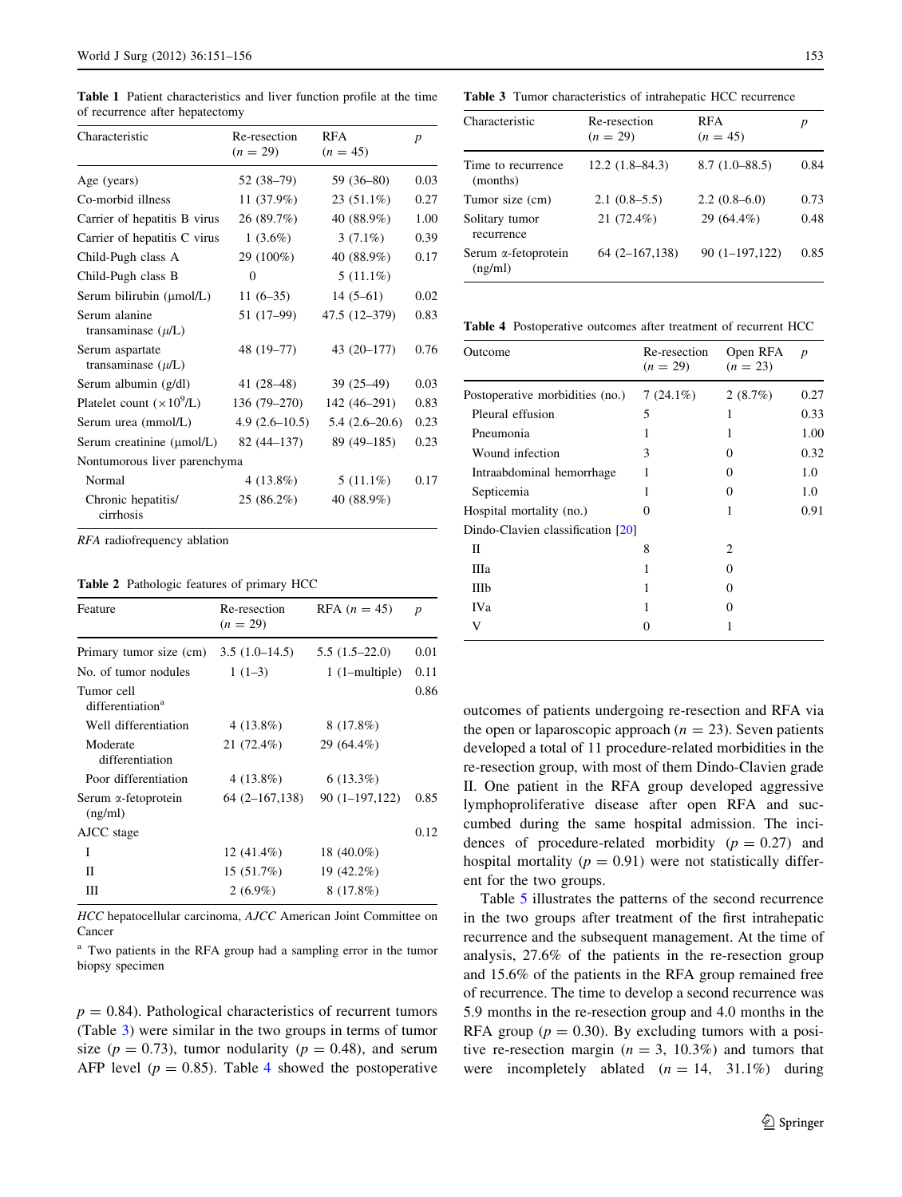**Table 1** Patient characteristics and liver function profile at the time of recurrence after hepatectomy

| Characteristic | Re-resection ($n = 29$) | RFA ($n = 45$) | $p$ |
|---|---|---|---|
| Age (years) | 52 (38–79) | 59 (36–80) | 0.03 |
| Co-morbid illness | 11 (37.9%) | 23 (51.1%) | 0.27 |
| Carrier of hepatitis B virus | 26 (89.7%) | 40 (88.9%) | 1.00 |
| Carrier of hepatitis C virus | 1 (3.6%) | 3 (7.1%) | 0.39 |
| Child-Pugh class A | 29 (100%) | 40 (88.9%) | 0.17 |
| Child-Pugh class B | 0 | 5 (11.1%) | |
| Serum bilirubin (μmol/L) | 11 (6–35) | 14 (5–61) | 0.02 |
| Serum alanine transaminase ($\mu$/L) | 51 (17–99) | 47.5 (12–379) | 0.83 |
| Serum aspartate transaminase ($\mu$/L) | 48 (19–77) | 43 (20–177) | 0.76 |
| Serum albumin (g/dl) | 41 (28–48) | 39 (25–49) | 0.03 |
| Platelet count ($\times 10^9$/L) | 136 (79–270) | 142 (46–291) | 0.83 |
| Serum urea (mmol/L) | 4.9 (2.6–10.5) | 5.4 (2.6–20.6) | 0.23 |
| Serum creatinine (μmol/L) | 82 (44–137) | 89 (49–185) | 0.23 |
| Nontumorous liver parenchyma | | | |
| Normal | 4 (13.8%) | 5 (11.1%) | 0.17 |
| Chronic hepatitis/cirrhosis | 25 (86.2%) | 40 (88.9%) | |

*RFA* radiofrequency ablation

**Table 2** Pathologic features of primary HCC

| Feature | Re-resection ($n = 29$) | RFA ($n = 45$) | $p$ |
|---|---|---|---|
| Primary tumor size (cm) | 3.5 (1.0–14.5) | 5.5 (1.5–22.0) | 0.01 |
| No. of tumor nodules | 1 (1–3) | 1 (1–multiple) | 0.11 |
| Tumor cell differentiation[a] | | | 0.86 |
| Well differentiation | 4 (13.8%) | 8 (17.8%) | |
| Moderate differentiation | 21 (72.4%) | 29 (64.4%) | |
| Poor differentiation | 4 (13.8%) | 6 (13.3%) | |
| Serum α-fetoprotein (ng/ml) | 64 (2–167,138) | 90 (1–197,122) | 0.85 |
| AJCC stage | | | 0.12 |
| I | 12 (41.4%) | 18 (40.0%) | |
| II | 15 (51.7%) | 19 (42.2%) | |
| III | 2 (6.9%) | 8 (17.8%) | |

*HCC* hepatocellular carcinoma, *AJCC* American Joint Committee on Cancer

[a] Two patients in the RFA group had a sampling error in the tumor biopsy specimen

$p = 0.84$). Pathological characteristics of recurrent tumors (Table 3) were similar in the two groups in terms of tumor size ($p = 0.73$), tumor nodularity ($p = 0.48$), and serum AFP level ($p = 0.85$). Table 4 showed the postoperative outcomes of patients undergoing re-resection and RFA via the open or laparoscopic approach ($n = 23$). Seven patients developed a total of 11 procedure-related morbidities in the re-resection group, with most of them Dindo-Clavien grade II. One patient in the RFA group developed aggressive lymphoproliferative disease after open RFA and succumbed during the same hospital admission. The incidences of procedure-related morbidity ($p = 0.27$) and hospital mortality ($p = 0.91$) were not statistically different for the two groups.

**Table 3** Tumor characteristics of intrahepatic HCC recurrence

| Characteristic | Re-resection ($n = 29$) | RFA ($n = 45$) | $p$ |
|---|---|---|---|
| Time to recurrence (months) | 12.2 (1.8–84.3) | 8.7 (1.0–88.5) | 0.84 |
| Tumor size (cm) | 2.1 (0.8–5.5) | 2.2 (0.8–6.0) | 0.73 |
| Solitary tumor recurrence | 21 (72.4%) | 29 (64.4%) | 0.48 |
| Serum α-fetoprotein (ng/ml) | 64 (2–167,138) | 90 (1–197,122) | 0.85 |

**Table 4** Postoperative outcomes after treatment of recurrent HCC

| Outcome | Re-resection ($n = 29$) | Open RFA ($n = 23$) | $p$ |
|---|---|---|---|
| Postoperative morbidities (no.) | 7 (24.1%) | 2 (8.7%) | 0.27 |
| Pleural effusion | 5 | 1 | 0.33 |
| Pneumonia | 1 | 1 | 1.00 |
| Wound infection | 3 | 0 | 0.32 |
| Intraabdominal hemorrhage | 1 | 0 | 1.0 |
| Septicemia | 1 | 0 | 1.0 |
| Hospital mortality (no.) | 0 | 1 | 0.91 |
| Dindo-Clavien classification [20] | | | |
| II | 8 | 2 | |
| IIIa | 1 | 0 | |
| IIIb | 1 | 0 | |
| IVa | 1 | 0 | |
| V | 0 | 1 | |

Table 5 illustrates the patterns of the second recurrence in the two groups after treatment of the first intrahepatic recurrence and the subsequent management. At the time of analysis, 27.6% of the patients in the re-resection group and 15.6% of the patients in the RFA group remained free of recurrence. The time to develop a second recurrence was 5.9 months in the re-resection group and 4.0 months in the RFA group ($p = 0.30$). By excluding tumors with a positive re-resection margin ($n = 3$, 10.3%) and tumors that were incompletely ablated ($n = 14$, 31.1%) during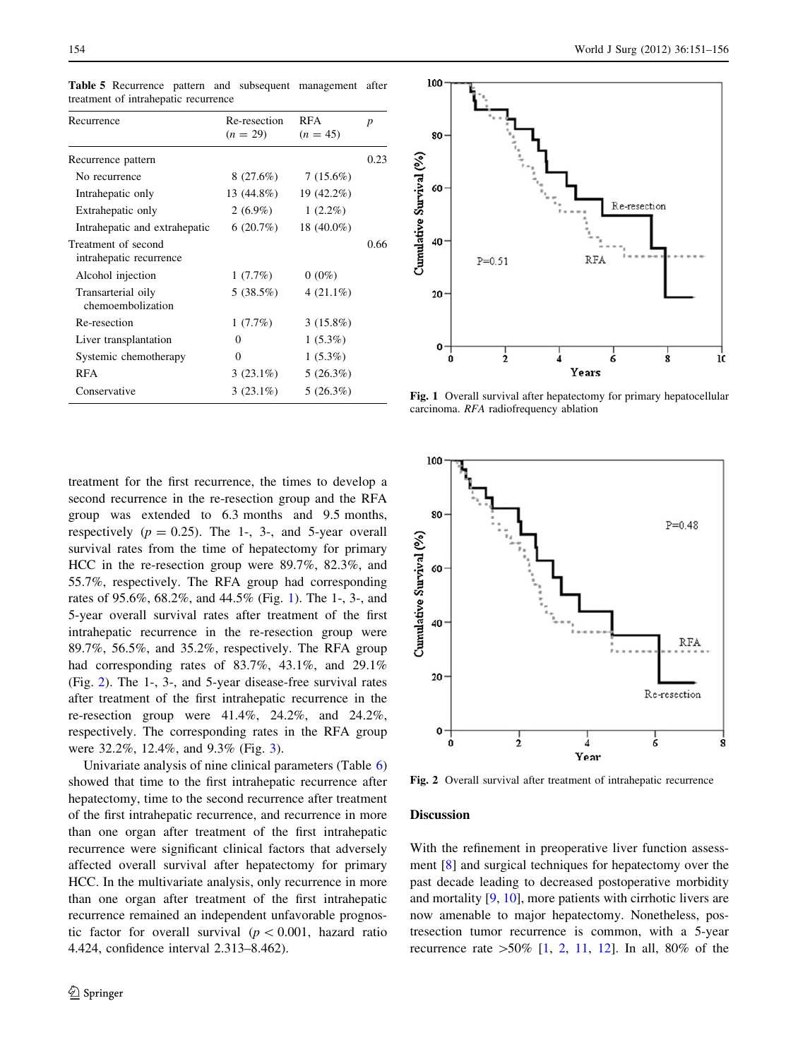**Table 5** Recurrence pattern and subsequent management after treatment of intrahepatic recurrence

| Recurrence | Re-resection ($n = 29$) | RFA ($n = 45$) | $p$ |
|---|---|---|---|
| Recurrence pattern | | | 0.23 |
| No recurrence | 8 (27.6%) | 7 (15.6%) | |
| Intrahepatic only | 13 (44.8%) | 19 (42.2%) | |
| Extrahepatic only | 2 (6.9%) | 1 (2.2%) | |
| Intrahepatic and extrahepatic | 6 (20.7%) | 18 (40.0%) | |
| Treatment of second intrahepatic recurrence | | | 0.66 |
| Alcohol injection | 1 (7.7%) | 0 (0%) | |
| Transarterial oily chemoembolization | 5 (38.5%) | 4 (21.1%) | |
| Re-resection | 1 (7.7%) | 3 (15.8%) | |
| Liver transplantation | 0 | 1 (5.3%) | |
| Systemic chemotherapy | 0 | 1 (5.3%) | |
| RFA | 3 (23.1%) | 5 (26.3%) | |
| Conservative | 3 (23.1%) | 5 (26.3%) | |

treatment for the first recurrence, the times to develop a second recurrence in the re-resection group and the RFA group was extended to 6.3 months and 9.5 months, respectively ($p = 0.25$). The 1-, 3-, and 5-year overall survival rates from the time of hepatectomy for primary HCC in the re-resection group were 89.7%, 82.3%, and 55.7%, respectively. The RFA group had corresponding rates of 95.6%, 68.2%, and 44.5% (Fig. 1). The 1-, 3-, and 5-year overall survival rates after treatment of the first intrahepatic recurrence in the re-resection group were 89.7%, 56.5%, and 35.2%, respectively. The RFA group had corresponding rates of 83.7%, 43.1%, and 29.1% (Fig. 2). The 1-, 3-, and 5-year disease-free survival rates after treatment of the first intrahepatic recurrence in the re-resection group were 41.4%, 24.2%, and 24.2%, respectively. The corresponding rates in the RFA group were 32.2%, 12.4%, and 9.3% (Fig. 3).

Univariate analysis of nine clinical parameters (Table 6) showed that time to the first intrahepatic recurrence after hepatectomy, time to the second recurrence after treatment of the first intrahepatic recurrence, and recurrence in more than one organ after treatment of the first intrahepatic recurrence were significant clinical factors that adversely affected overall survival after hepatectomy for primary HCC. In the multivariate analysis, only recurrence in more than one organ after treatment of the first intrahepatic recurrence remained an independent unfavorable prognostic factor for overall survival ($p < 0.001$, hazard ratio 4.424, confidence interval 2.313–8.462).

**Fig. 1** Overall survival after hepatectomy for primary hepatocellular carcinoma. *RFA* radiofrequency ablation

**Fig. 2** Overall survival after treatment of intrahepatic recurrence

## Discussion

With the refinement in preoperative liver function assessment [8] and surgical techniques for hepatectomy over the past decade leading to decreased postoperative morbidity and mortality [9, 10], more patients with cirrhotic livers are now amenable to major hepatectomy. Nonetheless, postresection tumor recurrence is common, with a 5-year recurrence rate >50% [1, 2, 11, 12]. In all, 80% of the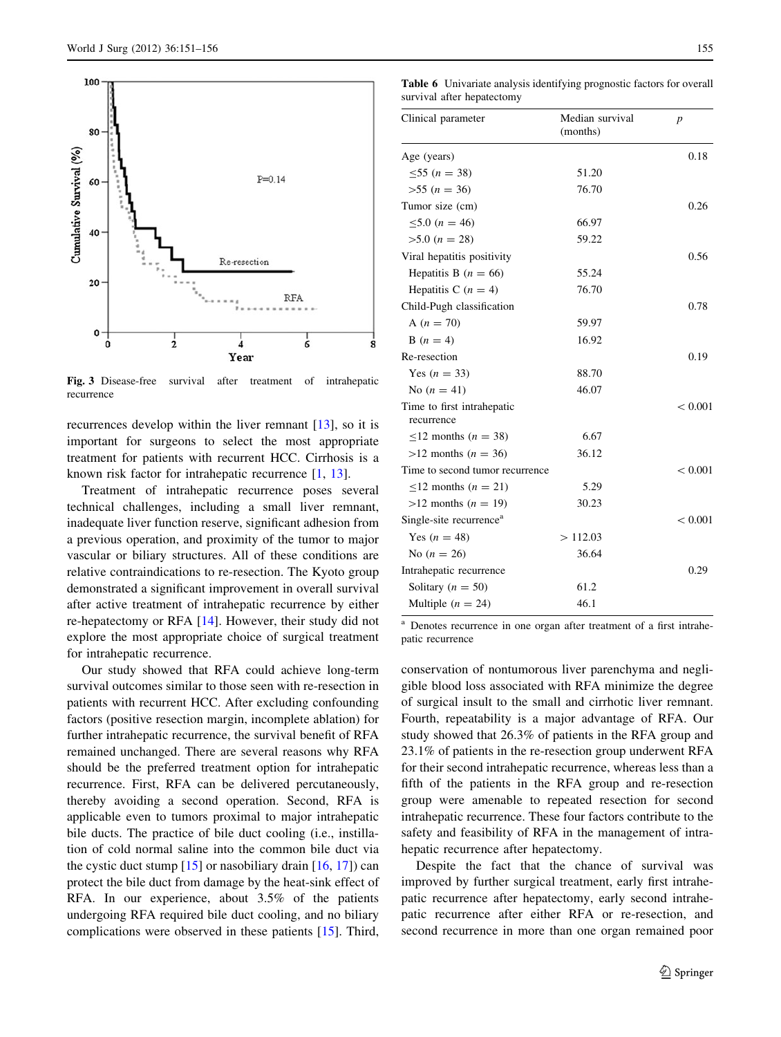Fig. 3 Disease-free survival after treatment of intrahepatic recurrence

recurrences develop within the liver remnant [13], so it is important for surgeons to select the most appropriate treatment for patients with recurrent HCC. Cirrhosis is a known risk factor for intrahepatic recurrence [1, 13].

Treatment of intrahepatic recurrence poses several technical challenges, including a small liver remnant, inadequate liver function reserve, significant adhesion from a previous operation, and proximity of the tumor to major vascular or biliary structures. All of these conditions are relative contraindications to re-resection. The Kyoto group demonstrated a significant improvement in overall survival after active treatment of intrahepatic recurrence by either re-hepatectomy or RFA [14]. However, their study did not explore the most appropriate choice of surgical treatment for intrahepatic recurrence.

Our study showed that RFA could achieve long-term survival outcomes similar to those seen with re-resection in patients with recurrent HCC. After excluding confounding factors (positive resection margin, incomplete ablation) for further intrahepatic recurrence, the survival benefit of RFA remained unchanged. There are several reasons why RFA should be the preferred treatment option for intrahepatic recurrence. First, RFA can be delivered percutaneously, thereby avoiding a second operation. Second, RFA is applicable even to tumors proximal to major intrahepatic bile ducts. The practice of bile duct cooling (i.e., instillation of cold normal saline into the common bile duct via the cystic duct stump [15] or nasobiliary drain [16, 17]) can protect the bile duct from damage by the heat-sink effect of RFA. In our experience, about 3.5% of the patients undergoing RFA required bile duct cooling, and no biliary complications were observed in these patients [15]. Third,

**Table 6** Univariate analysis identifying prognostic factors for overall survival after hepatectomy

| Clinical parameter | Median survival (months) | $p$ |
|---|---|---|
| Age (years) | | 0.18 |
| ≤55 ($n$ = 38) | 51.20 | |
| >55 ($n$ = 36) | 76.70 | |
| Tumor size (cm) | | 0.26 |
| ≤5.0 ($n$ = 46) | 66.97 | |
| >5.0 ($n$ = 28) | 59.22 | |
| Viral hepatitis positivity | | 0.56 |
| Hepatitis B ($n$ = 66) | 55.24 | |
| Hepatitis C ($n$ = 4) | 76.70 | |
| Child-Pugh classification | | 0.78 |
| A ($n$ = 70) | 59.97 | |
| B ($n$ = 4) | 16.92 | |
| Re-resection | | 0.19 |
| Yes ($n$ = 33) | 88.70 | |
| No ($n$ = 41) | 46.07 | |
| Time to first intrahepatic recurrence | | < 0.001 |
| ≤12 months ($n$ = 38) | 6.67 | |
| >12 months ($n$ = 36) | 36.12 | |
| Time to second tumor recurrence | | < 0.001 |
| ≤12 months ($n$ = 21) | 5.29 | |
| >12 months ($n$ = 19) | 30.23 | |
| Single-site recurrence[a] | | < 0.001 |
| Yes ($n$ = 48) | > 112.03 | |
| No ($n$ = 26) | 36.64 | |
| Intrahepatic recurrence | | 0.29 |
| Solitary ($n$ = 50) | 61.2 | |
| Multiple ($n$ = 24) | 46.1 | |

[a] Denotes recurrence in one organ after treatment of a first intrahepatic recurrence

conservation of nontumorous liver parenchyma and negligible blood loss associated with RFA minimize the degree of surgical insult to the small and cirrhotic liver remnant. Fourth, repeatability is a major advantage of RFA. Our study showed that 26.3% of patients in the RFA group and 23.1% of patients in the re-resection group underwent RFA for their second intrahepatic recurrence, whereas less than a fifth of the patients in the RFA group and re-resection group were amenable to repeated resection for second intrahepatic recurrence. These four factors contribute to the safety and feasibility of RFA in the management of intrahepatic recurrence after hepatectomy.

Despite the fact that the chance of survival was improved by further surgical treatment, early first intrahepatic recurrence after hepatectomy, early second intrahepatic recurrence after either RFA or re-resection, and second recurrence in more than one organ remained poor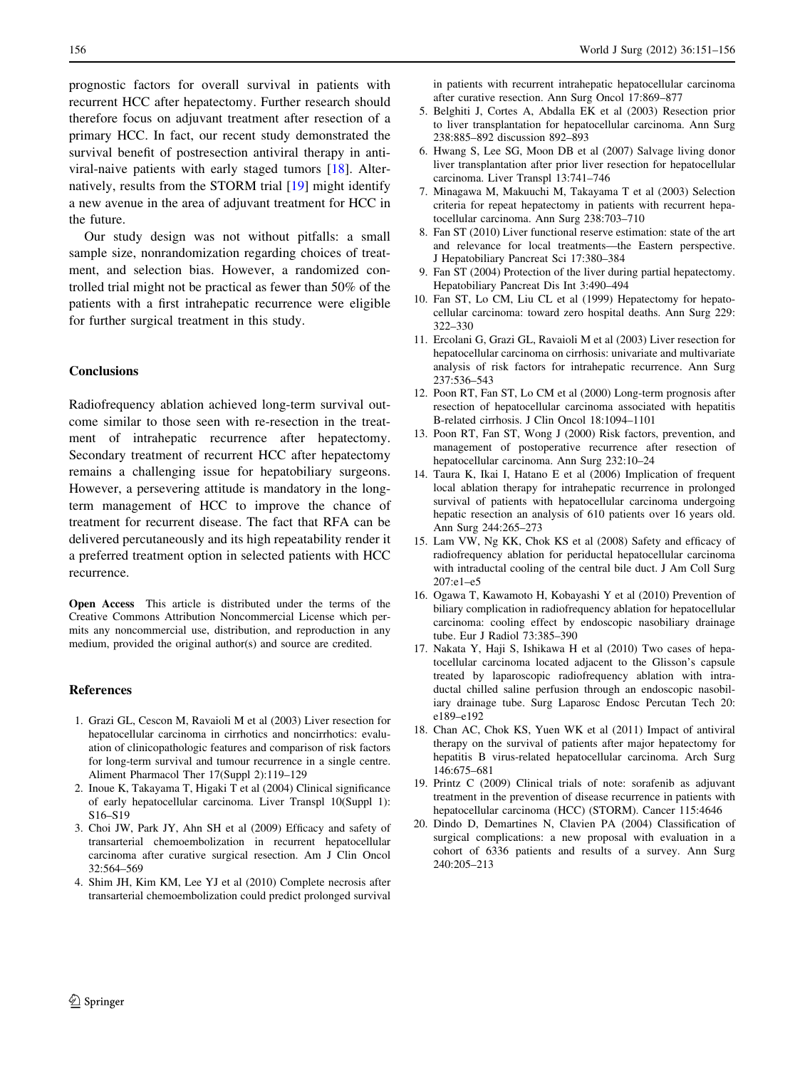prognostic factors for overall survival in patients with recurrent HCC after hepatectomy. Further research should therefore focus on adjuvant treatment after resection of a primary HCC. In fact, our recent study demonstrated the survival benefit of postresection antiviral therapy in antiviral-naive patients with early staged tumors [18]. Alternatively, results from the STORM trial [19] might identify a new avenue in the area of adjuvant treatment for HCC in the future.

Our study design was not without pitfalls: a small sample size, nonrandomization regarding choices of treatment, and selection bias. However, a randomized controlled trial might not be practical as fewer than 50% of the patients with a first intrahepatic recurrence were eligible for further surgical treatment in this study.

## Conclusions

Radiofrequency ablation achieved long-term survival outcome similar to those seen with re-resection in the treatment of intrahepatic recurrence after hepatectomy. Secondary treatment of recurrent HCC after hepatectomy remains a challenging issue for hepatobiliary surgeons. However, a persevering attitude is mandatory in the long-term management of HCC to improve the chance of treatment for recurrent disease. The fact that RFA can be delivered percutaneously and its high repeatability render it a preferred treatment option in selected patients with HCC recurrence.

**Open Access** This article is distributed under the terms of the Creative Commons Attribution Noncommercial License which permits any noncommercial use, distribution, and reproduction in any medium, provided the original author(s) and source are credited.

## References

1. Grazi GL, Cescon M, Ravaioli M et al (2003) Liver resection for hepatocellular carcinoma in cirrhotics and noncirrhotics: evaluation of clinicopathologic features and comparison of risk factors for long-term survival and tumour recurrence in a single centre. Aliment Pharmacol Ther 17(Suppl 2):119–129
2. Inoue K, Takayama T, Higaki T et al (2004) Clinical significance of early hepatocellular carcinoma. Liver Transpl 10(Suppl 1): S16–S19
3. Choi JW, Park JY, Ahn SH et al (2009) Efficacy and safety of transarterial chemoembolization in recurrent hepatocellular carcinoma after curative surgical resection. Am J Clin Oncol 32:564–569
4. Shim JH, Kim KM, Lee YJ et al (2010) Complete necrosis after transarterial chemoembolization could predict prolonged survival in patients with recurrent intrahepatic hepatocellular carcinoma after curative resection. Ann Surg Oncol 17:869–877
5. Belghiti J, Cortes A, Abdalla EK et al (2003) Resection prior to liver transplantation for hepatocellular carcinoma. Ann Surg 238:885–892 discussion 892–893
6. Hwang S, Lee SG, Moon DB et al (2007) Salvage living donor liver transplantation after prior liver resection for hepatocellular carcinoma. Liver Transpl 13:741–746
7. Minagawa M, Makuuchi M, Takayama T et al (2003) Selection criteria for repeat hepatectomy in patients with recurrent hepatocellular carcinoma. Ann Surg 238:703–710
8. Fan ST (2010) Liver functional reserve estimation: state of the art and relevance for local treatments—the Eastern perspective. J Hepatobiliary Pancreat Sci 17:380–384
9. Fan ST (2004) Protection of the liver during partial hepatectomy. Hepatobiliary Pancreat Dis Int 3:490–494
10. Fan ST, Lo CM, Liu CL et al (1999) Hepatectomy for hepatocellular carcinoma: toward zero hospital deaths. Ann Surg 229: 322–330
11. Ercolani G, Grazi GL, Ravaioli M et al (2003) Liver resection for hepatocellular carcinoma on cirrhosis: univariate and multivariate analysis of risk factors for intrahepatic recurrence. Ann Surg 237:536–543
12. Poon RT, Fan ST, Lo CM et al (2000) Long-term prognosis after resection of hepatocellular carcinoma associated with hepatitis B-related cirrhosis. J Clin Oncol 18:1094–1101
13. Poon RT, Fan ST, Wong J (2000) Risk factors, prevention, and management of postoperative recurrence after resection of hepatocellular carcinoma. Ann Surg 232:10–24
14. Taura K, Ikai I, Hatano E et al (2006) Implication of frequent local ablation therapy for intrahepatic recurrence in prolonged survival of patients with hepatocellular carcinoma undergoing hepatic resection an analysis of 610 patients over 16 years old. Ann Surg 244:265–273
15. Lam VW, Ng KK, Chok KS et al (2008) Safety and efficacy of radiofrequency ablation for periductal hepatocellular carcinoma with intraductal cooling of the central bile duct. J Am Coll Surg 207:e1–e5
16. Ogawa T, Kawamoto H, Kobayashi Y et al (2010) Prevention of biliary complication in radiofrequency ablation for hepatocellular carcinoma: cooling effect by endoscopic nasobiliary drainage tube. Eur J Radiol 73:385–390
17. Nakata Y, Haji S, Ishikawa H et al (2010) Two cases of hepatocellular carcinoma located adjacent to the Glisson's capsule treated by laparoscopic radiofrequency ablation with intraductal chilled saline perfusion through an endoscopic nasobiliary drainage tube. Surg Laparosc Endosc Percutan Tech 20: e189–e192
18. Chan AC, Chok KS, Yuen WK et al (2011) Impact of antiviral therapy on the survival of patients after major hepatectomy for hepatitis B virus-related hepatocellular carcinoma. Arch Surg 146:675–681
19. Printz C (2009) Clinical trials of note: sorafenib as adjuvant treatment in the prevention of disease recurrence in patients with hepatocellular carcinoma (HCC) (STORM). Cancer 115:4646
20. Dindo D, Demartines N, Clavien PA (2004) Classification of surgical complications: a new proposal with evaluation in a cohort of 6336 patients and results of a survey. Ann Surg 240:205–213